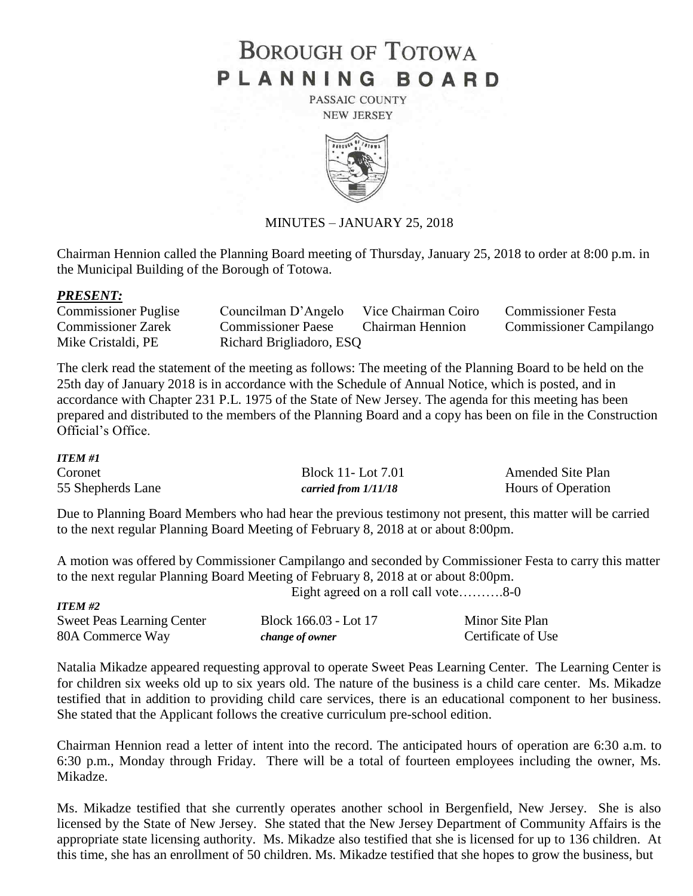# BOROUGH OF TOTOWA
# PLANNING BOARD

PASSAIC COUNTY
NEW JERSEY

MINUTES – JANUARY 25, 2018

Chairman Hennion called the Planning Board meeting of Thursday, January 25, 2018 to order at 8:00 p.m. in the Municipal Building of the Borough of Totowa.

***PRESENT:***

| | | | |
|---|---|---|---|
| Commissioner Puglise | Councilman D'Angelo | Vice Chairman Coiro | Commissioner Festa |
| Commissioner Zarek | Commissioner Paese | Chairman Hennion | Commissioner Campilango |
| Mike Cristaldi, PE | Richard Brigliadoro, ESQ | | |

The clerk read the statement of the meeting as follows: The meeting of the Planning Board to be held on the 25th day of January 2018 is in accordance with the Schedule of Annual Notice, which is posted, and in accordance with Chapter 231 P.L. 1975 of the State of New Jersey. The agenda for this meeting has been prepared and distributed to the members of the Planning Board and a copy has been on file in the Construction Official's Office.

***ITEM #1***

| | | |
|---|---|---|
| Coronet | Block 11- Lot 7.01 | Amended Site Plan |
| 55 Shepherds Lane | ***carried from 1/11/18*** | Hours of Operation |

Due to Planning Board Members who had hear the previous testimony not present, this matter will be carried to the next regular Planning Board Meeting of February 8, 2018 at or about 8:00pm.

A motion was offered by Commissioner Campilango and seconded by Commissioner Festa to carry this matter to the next regular Planning Board Meeting of February 8, 2018 at or about 8:00pm.

Eight agreed on a roll call vote……….8-0

***ITEM #2***

| | | |
|---|---|---|
| Sweet Peas Learning Center | Block 166.03 - Lot 17 | Minor Site Plan |
| 80A Commerce Way | ***change of owner*** | Certificate of Use |

Natalia Mikadze appeared requesting approval to operate Sweet Peas Learning Center. The Learning Center is for children six weeks old up to six years old. The nature of the business is a child care center. Ms. Mikadze testified that in addition to providing child care services, there is an educational component to her business. She stated that the Applicant follows the creative curriculum pre-school edition.

Chairman Hennion read a letter of intent into the record. The anticipated hours of operation are 6:30 a.m. to 6:30 p.m., Monday through Friday. There will be a total of fourteen employees including the owner, Ms. Mikadze.

Ms. Mikadze testified that she currently operates another school in Bergenfield, New Jersey. She is also licensed by the State of New Jersey. She stated that the New Jersey Department of Community Affairs is the appropriate state licensing authority. Ms. Mikadze also testified that she is licensed for up to 136 children. At this time, she has an enrollment of 50 children. Ms. Mikadze testified that she hopes to grow the business, but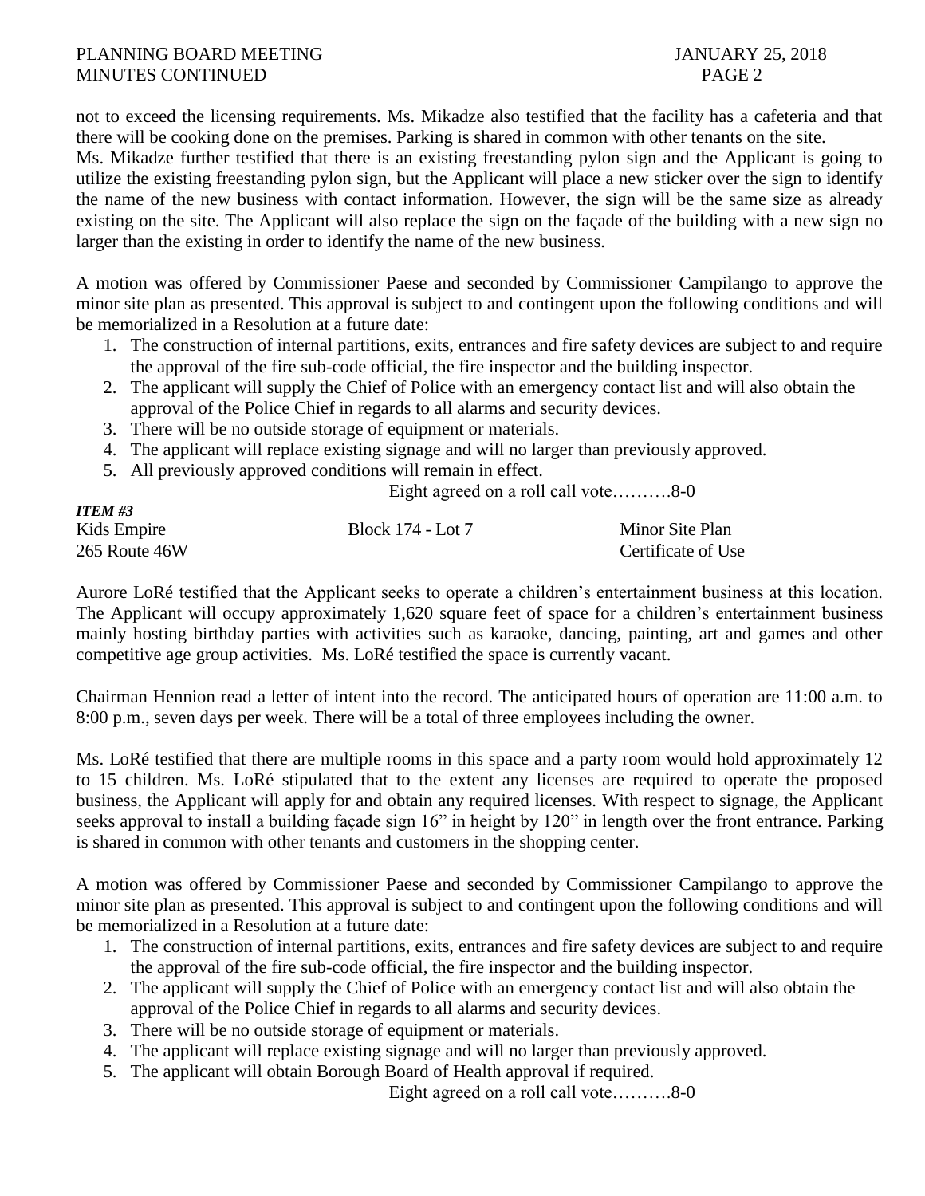not to exceed the licensing requirements. Ms. Mikadze also testified that the facility has a cafeteria and that there will be cooking done on the premises. Parking is shared in common with other tenants on the site.
Ms. Mikadze further testified that there is an existing freestanding pylon sign and the Applicant is going to utilize the existing freestanding pylon sign, but the Applicant will place a new sticker over the sign to identify the name of the new business with contact information. However, the sign will be the same size as already existing on the site. The Applicant will also replace the sign on the façade of the building with a new sign no larger than the existing in order to identify the name of the new business.

A motion was offered by Commissioner Paese and seconded by Commissioner Campilango to approve the minor site plan as presented. This approval is subject to and contingent upon the following conditions and will be memorialized in a Resolution at a future date:

1. The construction of internal partitions, exits, entrances and fire safety devices are subject to and require the approval of the fire sub-code official, the fire inspector and the building inspector.
2. The applicant will supply the Chief of Police with an emergency contact list and will also obtain the approval of the Police Chief in regards to all alarms and security devices.
3. There will be no outside storage of equipment or materials.
4. The applicant will replace existing signage and will no larger than previously approved.
5. All previously approved conditions will remain in effect.

Eight agreed on a roll call vote……….8-0

***ITEM #3***

| Kids Empire | Block 174 - Lot 7 | Minor Site Plan |
|---|---|---|
| 265 Route 46W | | Certificate of Use |

Aurore LoRé testified that the Applicant seeks to operate a children's entertainment business at this location. The Applicant will occupy approximately 1,620 square feet of space for a children's entertainment business mainly hosting birthday parties with activities such as karaoke, dancing, painting, art and games and other competitive age group activities. Ms. LoRé testified the space is currently vacant.

Chairman Hennion read a letter of intent into the record. The anticipated hours of operation are 11:00 a.m. to 8:00 p.m., seven days per week. There will be a total of three employees including the owner.

Ms. LoRé testified that there are multiple rooms in this space and a party room would hold approximately 12 to 15 children. Ms. LoRé stipulated that to the extent any licenses are required to operate the proposed business, the Applicant will apply for and obtain any required licenses. With respect to signage, the Applicant seeks approval to install a building façade sign 16" in height by 120" in length over the front entrance. Parking is shared in common with other tenants and customers in the shopping center.

A motion was offered by Commissioner Paese and seconded by Commissioner Campilango to approve the minor site plan as presented. This approval is subject to and contingent upon the following conditions and will be memorialized in a Resolution at a future date:

1. The construction of internal partitions, exits, entrances and fire safety devices are subject to and require the approval of the fire sub-code official, the fire inspector and the building inspector.
2. The applicant will supply the Chief of Police with an emergency contact list and will also obtain the approval of the Police Chief in regards to all alarms and security devices.
3. There will be no outside storage of equipment or materials.
4. The applicant will replace existing signage and will no larger than previously approved.
5. The applicant will obtain Borough Board of Health approval if required.

Eight agreed on a roll call vote……….8-0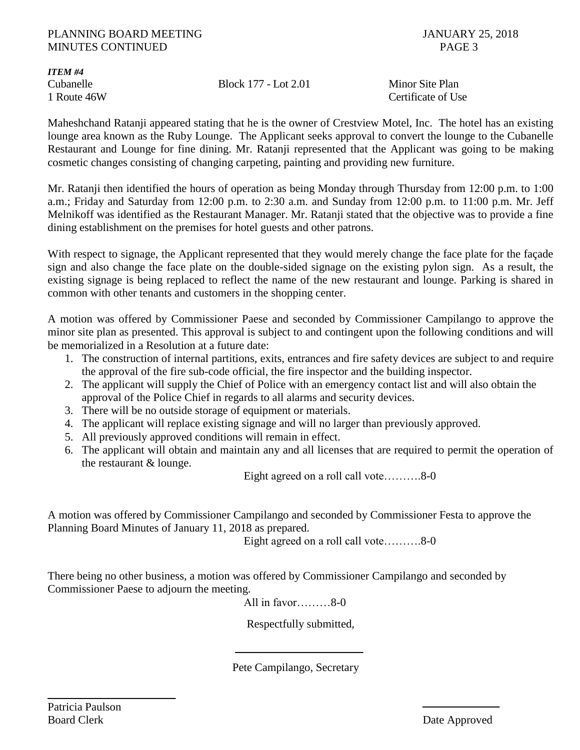***ITEM #4***

Cubanelle Block 177 - Lot 2.01 Minor Site Plan
1 Route 46W Certificate of Use

Maheshchand Ratanji appeared stating that he is the owner of Crestview Motel, Inc. The hotel has an existing lounge area known as the Ruby Lounge. The Applicant seeks approval to convert the lounge to the Cubanelle Restaurant and Lounge for fine dining. Mr. Ratanji represented that the Applicant was going to be making cosmetic changes consisting of changing carpeting, painting and providing new furniture.

Mr. Ratanji then identified the hours of operation as being Monday through Thursday from 12:00 p.m. to 1:00 a.m.; Friday and Saturday from 12:00 p.m. to 2:30 a.m. and Sunday from 12:00 p.m. to 11:00 p.m. Mr. Jeff Melnikoff was identified as the Restaurant Manager. Mr. Ratanji stated that the objective was to provide a fine dining establishment on the premises for hotel guests and other patrons.

With respect to signage, the Applicant represented that they would merely change the face plate for the façade sign and also change the face plate on the double-sided signage on the existing pylon sign. As a result, the existing signage is being replaced to reflect the name of the new restaurant and lounge. Parking is shared in common with other tenants and customers in the shopping center.

A motion was offered by Commissioner Paese and seconded by Commissioner Campilango to approve the minor site plan as presented. This approval is subject to and contingent upon the following conditions and will be memorialized in a Resolution at a future date:

1. The construction of internal partitions, exits, entrances and fire safety devices are subject to and require the approval of the fire sub-code official, the fire inspector and the building inspector.
2. The applicant will supply the Chief of Police with an emergency contact list and will also obtain the approval of the Police Chief in regards to all alarms and security devices.
3. There will be no outside storage of equipment or materials.
4. The applicant will replace existing signage and will no larger than previously approved.
5. All previously approved conditions will remain in effect.
6. The applicant will obtain and maintain any and all licenses that are required to permit the operation of the restaurant & lounge.

Eight agreed on a roll call vote……….8-0

A motion was offered by Commissioner Campilango and seconded by Commissioner Festa to approve the Planning Board Minutes of January 11, 2018 as prepared.

Eight agreed on a roll call vote……….8-0

There being no other business, a motion was offered by Commissioner Campilango and seconded by Commissioner Paese to adjourn the meeting.

All in favor………8-0

Respectfully submitted,

Pete Campilango, Secretary

Patricia Paulson
Board Clerk

Date Approved